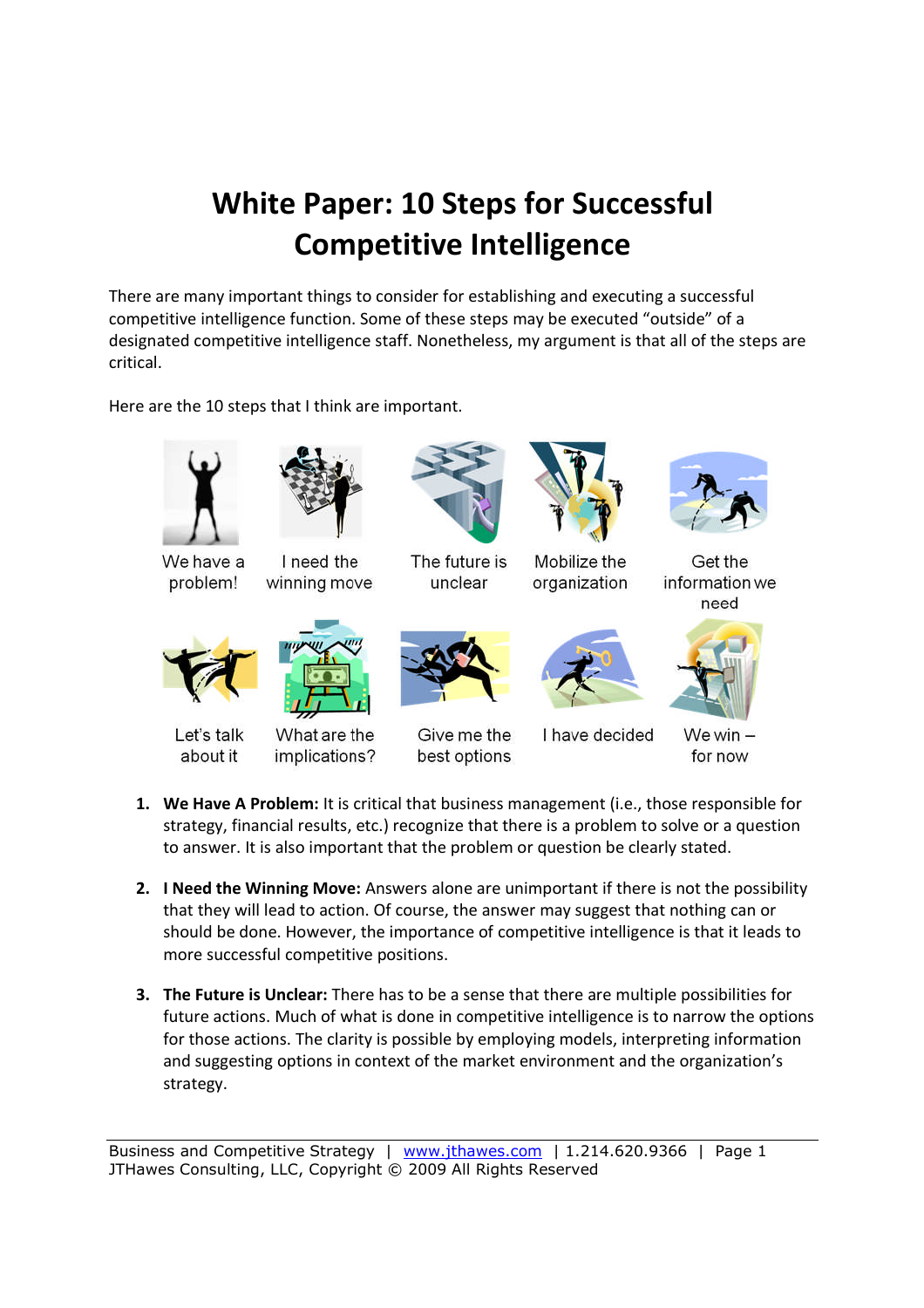# White Paper: 10 Steps for Successful Competitive Intelligence

There are many important things to consider for establishing and executing a successful competitive intelligence function. Some of these steps may be executed "outside" of a designated competitive intelligence staff. Nonetheless, my argument is that all of the steps are critical.

Here are the 10 steps that I think are important.

We have a problem! | I need the winning move | The future is unclear | Mobilize the organization | Get the information we need

Let's talk about it | What are the implications? | Give me the best options | I have decided | We win – for now

1. **We Have A Problem:** It is critical that business management (i.e., those responsible for strategy, financial results, etc.) recognize that there is a problem to solve or a question to answer. It is also important that the problem or question be clearly stated.

2. **I Need the Winning Move:** Answers alone are unimportant if there is not the possibility that they will lead to action. Of course, the answer may suggest that nothing can or should be done. However, the importance of competitive intelligence is that it leads to more successful competitive positions.

3. **The Future is Unclear:** There has to be a sense that there are multiple possibilities for future actions. Much of what is done in competitive intelligence is to narrow the options for those actions. The clarity is possible by employing models, interpreting information and suggesting options in context of the market environment and the organization's strategy.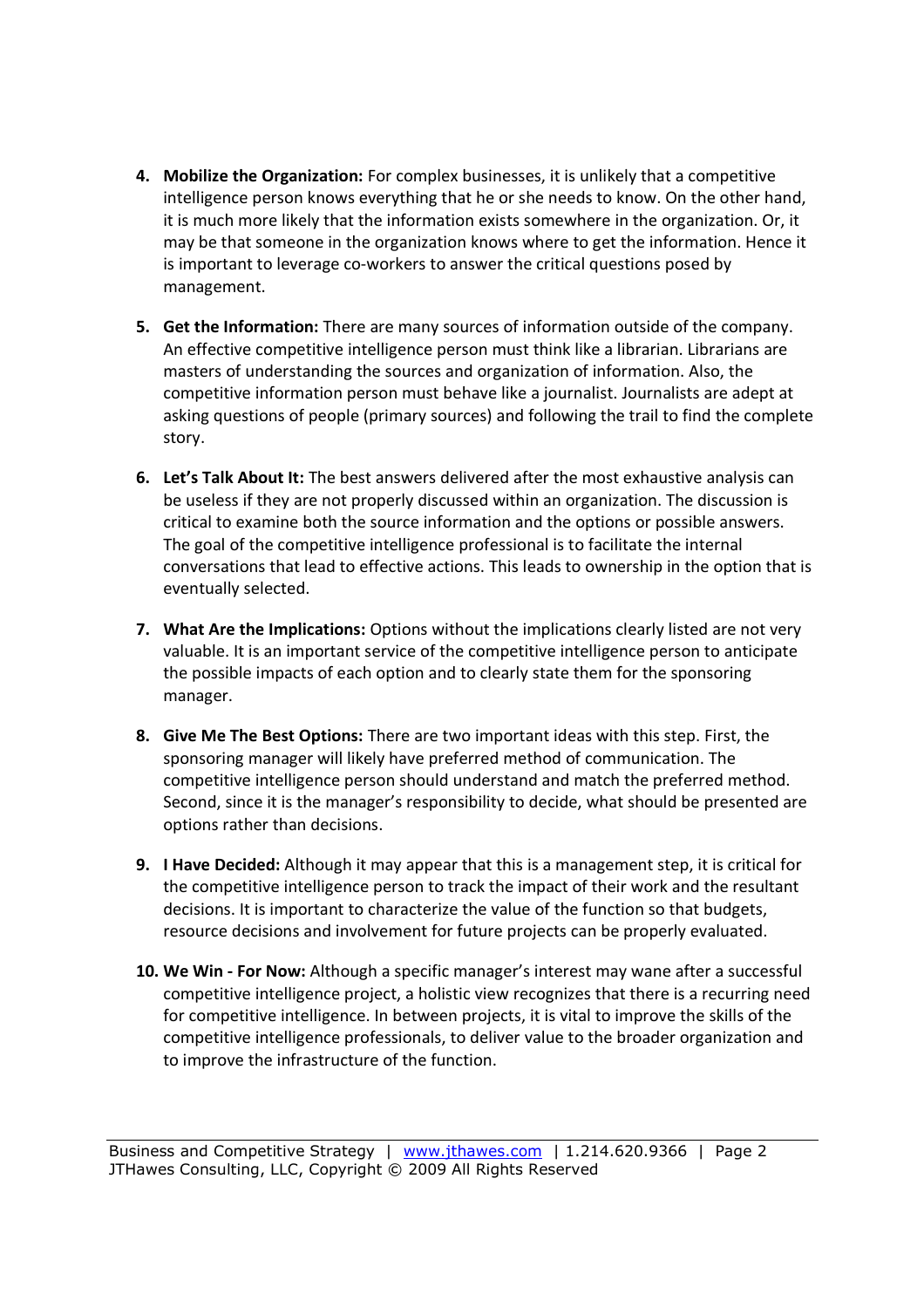4. **Mobilize the Organization:** For complex businesses, it is unlikely that a competitive intelligence person knows everything that he or she needs to know. On the other hand, it is much more likely that the information exists somewhere in the organization. Or, it may be that someone in the organization knows where to get the information. Hence it is important to leverage co-workers to answer the critical questions posed by management.

5. **Get the Information:** There are many sources of information outside of the company. An effective competitive intelligence person must think like a librarian. Librarians are masters of understanding the sources and organization of information. Also, the competitive information person must behave like a journalist. Journalists are adept at asking questions of people (primary sources) and following the trail to find the complete story.

6. **Let's Talk About It:** The best answers delivered after the most exhaustive analysis can be useless if they are not properly discussed within an organization. The discussion is critical to examine both the source information and the options or possible answers. The goal of the competitive intelligence professional is to facilitate the internal conversations that lead to effective actions. This leads to ownership in the option that is eventually selected.

7. **What Are the Implications:** Options without the implications clearly listed are not very valuable. It is an important service of the competitive intelligence person to anticipate the possible impacts of each option and to clearly state them for the sponsoring manager.

8. **Give Me The Best Options:** There are two important ideas with this step. First, the sponsoring manager will likely have preferred method of communication. The competitive intelligence person should understand and match the preferred method. Second, since it is the manager's responsibility to decide, what should be presented are options rather than decisions.

9. **I Have Decided:** Although it may appear that this is a management step, it is critical for the competitive intelligence person to track the impact of their work and the resultant decisions. It is important to characterize the value of the function so that budgets, resource decisions and involvement for future projects can be properly evaluated.

10. **We Win - For Now:** Although a specific manager's interest may wane after a successful competitive intelligence project, a holistic view recognizes that there is a recurring need for competitive intelligence. In between projects, it is vital to improve the skills of the competitive intelligence professionals, to deliver value to the broader organization and to improve the infrastructure of the function.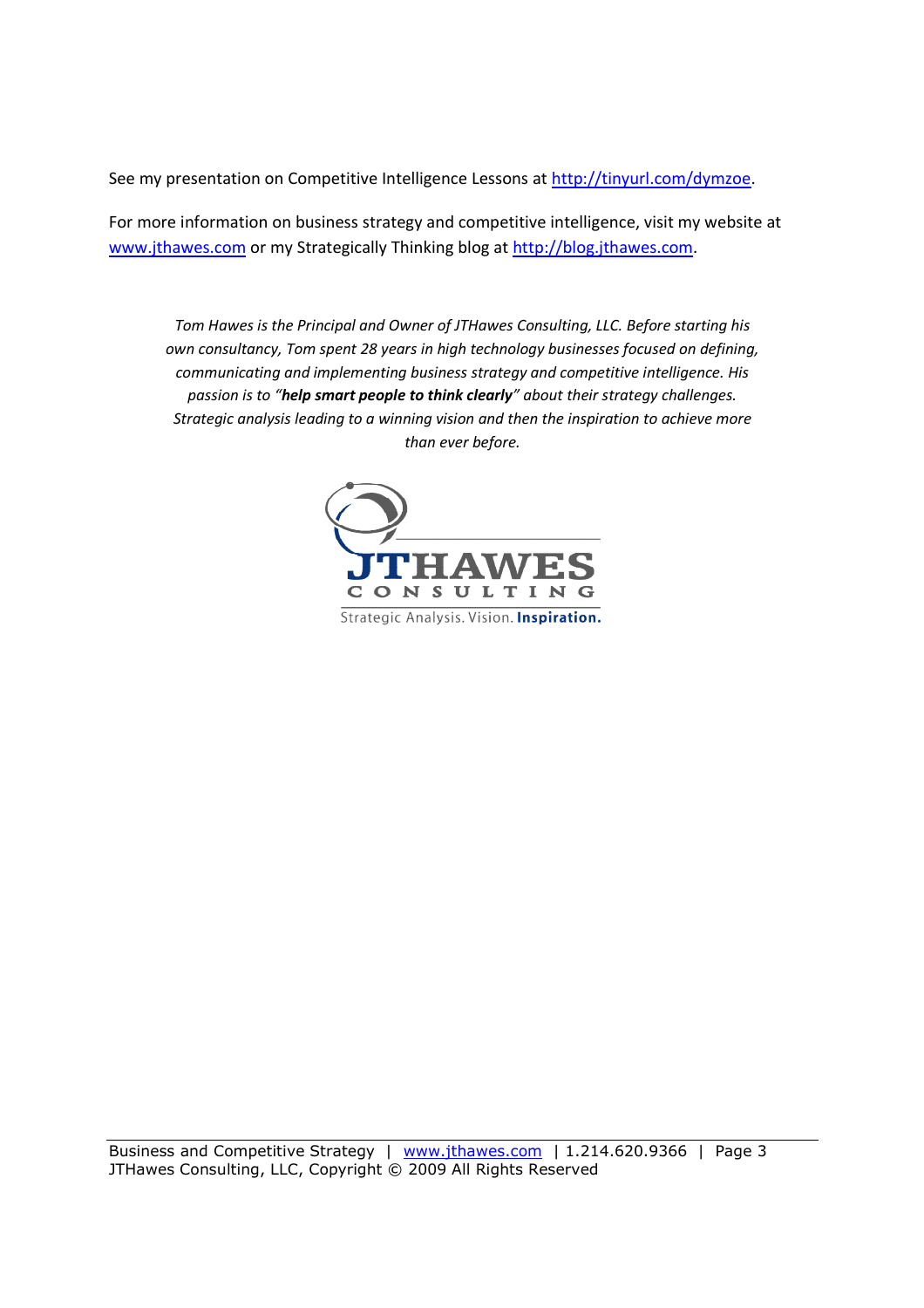See my presentation on Competitive Intelligence Lessons at http://tinyurl.com/dymzoe.

For more information on business strategy and competitive intelligence, visit my website at www.jthawes.com or my Strategically Thinking blog at http://blog.jthawes.com.

*Tom Hawes is the Principal and Owner of JTHawes Consulting, LLC. Before starting his own consultancy, Tom spent 28 years in high technology businesses focused on defining, communicating and implementing business strategy and competitive intelligence. His passion is to "**help smart people to think clearly**" about their strategy challenges. Strategic analysis leading to a winning vision and then the inspiration to achieve more than ever before.*

JTHAWES CONSULTING

Strategic Analysis. Vision. **Inspiration.**